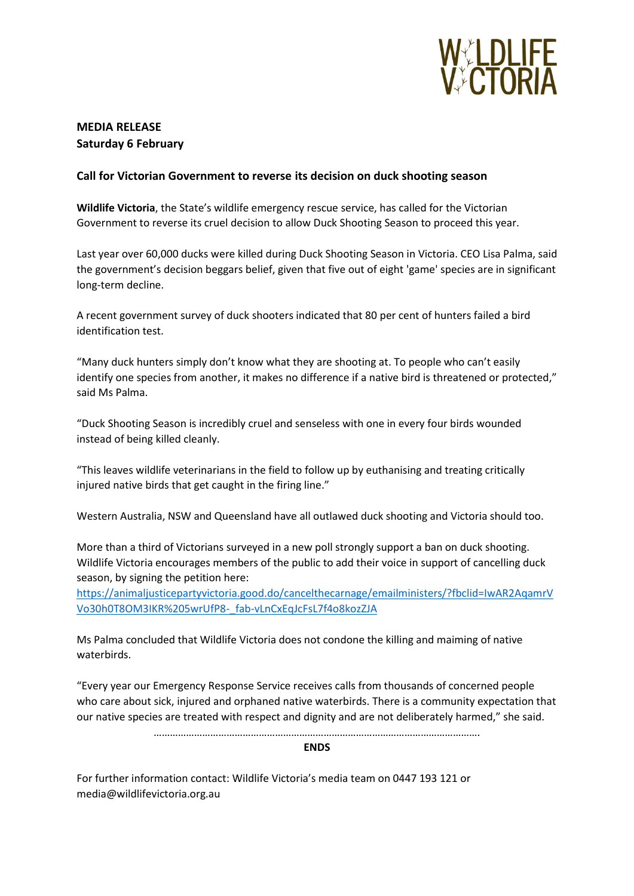WILDLIFE VICTORIA

**MEDIA RELEASE**
**Saturday 6 February**

## Call for Victorian Government to reverse its decision on duck shooting season

**Wildlife Victoria**, the State's wildlife emergency rescue service, has called for the Victorian Government to reverse its cruel decision to allow Duck Shooting Season to proceed this year.

Last year over 60,000 ducks were killed during Duck Shooting Season in Victoria. CEO Lisa Palma, said the government's decision beggars belief, given that five out of eight 'game' species are in significant long-term decline.

A recent government survey of duck shooters indicated that 80 per cent of hunters failed a bird identification test.

"Many duck hunters simply don't know what they are shooting at. To people who can't easily identify one species from another, it makes no difference if a native bird is threatened or protected," said Ms Palma.

"Duck Shooting Season is incredibly cruel and senseless with one in every four birds wounded instead of being killed cleanly.

"This leaves wildlife veterinarians in the field to follow up by euthanising and treating critically injured native birds that get caught in the firing line."

Western Australia, NSW and Queensland have all outlawed duck shooting and Victoria should too.

More than a third of Victorians surveyed in a new poll strongly support a ban on duck shooting. Wildlife Victoria encourages members of the public to add their voice in support of cancelling duck season, by signing the petition here: [https://animaljusticepartyvictoria.good.do/cancelthecarnage/emailministers/?fbclid=IwAR2AqamrVVo30h0T8OM3IKR%205wrUfP8-_fab-vLnCxEqJcFsL7f4o8kozZJA](https://animaljusticepartyvictoria.good.do/cancelthecarnage/emailministers/?fbclid=IwAR2AqamrVVo30h0T8OM3IKR%205wrUfP8-_fab-vLnCxEqJcFsL7f4o8kozZJA)

Ms Palma concluded that Wildlife Victoria does not condone the killing and maiming of native waterbirds.

"Every year our Emergency Response Service receives calls from thousands of concerned people who care about sick, injured and orphaned native waterbirds. There is a community expectation that our native species are treated with respect and dignity and are not deliberately harmed," she said.

…………………………………………………………………………………………………………

**ENDS**

For further information contact: Wildlife Victoria's media team on 0447 193 121 or media@wildlifevictoria.org.au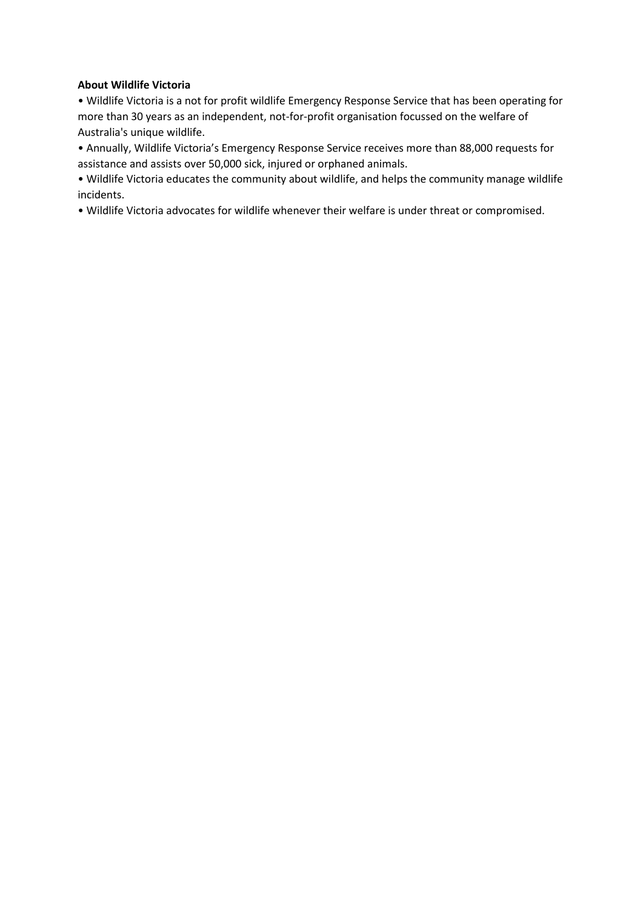**About Wildlife Victoria**

- Wildlife Victoria is a not for profit wildlife Emergency Response Service that has been operating for more than 30 years as an independent, not-for-profit organisation focussed on the welfare of Australia's unique wildlife.
- Annually, Wildlife Victoria's Emergency Response Service receives more than 88,000 requests for assistance and assists over 50,000 sick, injured or orphaned animals.
- Wildlife Victoria educates the community about wildlife, and helps the community manage wildlife incidents.
- Wildlife Victoria advocates for wildlife whenever their welfare is under threat or compromised.